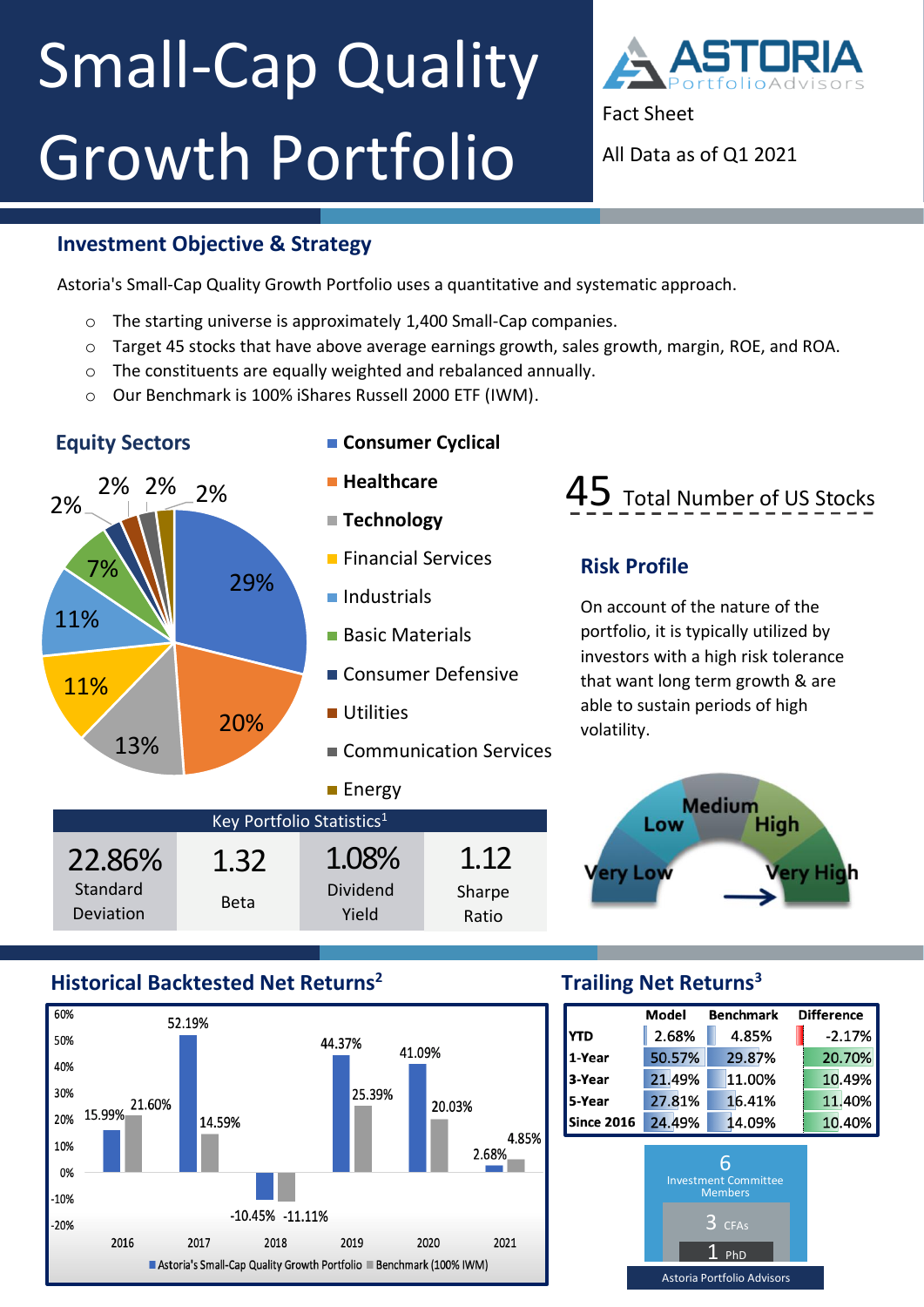# Small-Cap Quality Growth Portfolio

ASTORIA PortfolioAdvisors

Fact Sheet

All Data as of Q1 2021

## Investment Objective & Strategy

Astoria's Small-Cap Quality Growth Portfolio uses a quantitative and systematic approach.

- The starting universe is approximately 1,400 Small-Cap companies.
- Target 45 stocks that have above average earnings growth, sales growth, margin, ROE, and ROA.
- The constituents are equally weighted and rebalanced annually.
- Our Benchmark is 100% iShares Russell 2000 ETF (IWM).

## Equity Sectors

| Sector | Weight |
|---|---|
| **Consumer Cyclical** | 29% |
| **Healthcare** | 20% |
| **Technology** | 13% |
| Financial Services | 11% |
| Industrials | 11% |
| Basic Materials | 7% |
| Consumer Defensive | 2% |
| Utilities | 2% |
| Communication Services | 2% |
| Energy | 2% |

**45** Total Number of US Stocks

## Risk Profile

On account of the nature of the portfolio, it is typically utilized by investors with a high risk tolerance that want long term growth & are able to sustain periods of high volatility.

Very Low | Low | Medium | High | Very High →

### Key Portfolio Statistics[1]

| 22.86% | 1.32 | 1.08% | 1.12 |
|---|---|---|---|
| Standard Deviation | Beta | Dividend Yield | Sharpe Ratio |

## Historical Backtested Net Returns[2]

| Year | Astoria's Small-Cap Quality Growth Portfolio | Benchmark (100% IWM) |
|---|---|---|
| 2016 | 15.99% | 21.60% |
| 2017 | 52.19% | 14.59% |
| 2018 | -10.45% | -11.11% |
| 2019 | 44.37% | 25.39% |
| 2020 | 41.09% | 20.03% |
| 2021 | 2.68% | 4.85% |

## Trailing Net Returns[3]

| | Model | Benchmark | Difference |
|---|---|---|---|
| YTD | 2.68% | 4.85% | -2.17% |
| 1-Year | 50.57% | 29.87% | 20.70% |
| 3-Year | 21.49% | 11.00% | 10.49% |
| 5-Year | 27.81% | 16.41% | 11.40% |
| Since 2016 | 24.49% | 14.09% | 10.40% |

6 Investment Committee Members

3 CFAs

1 PhD

Astoria Portfolio Advisors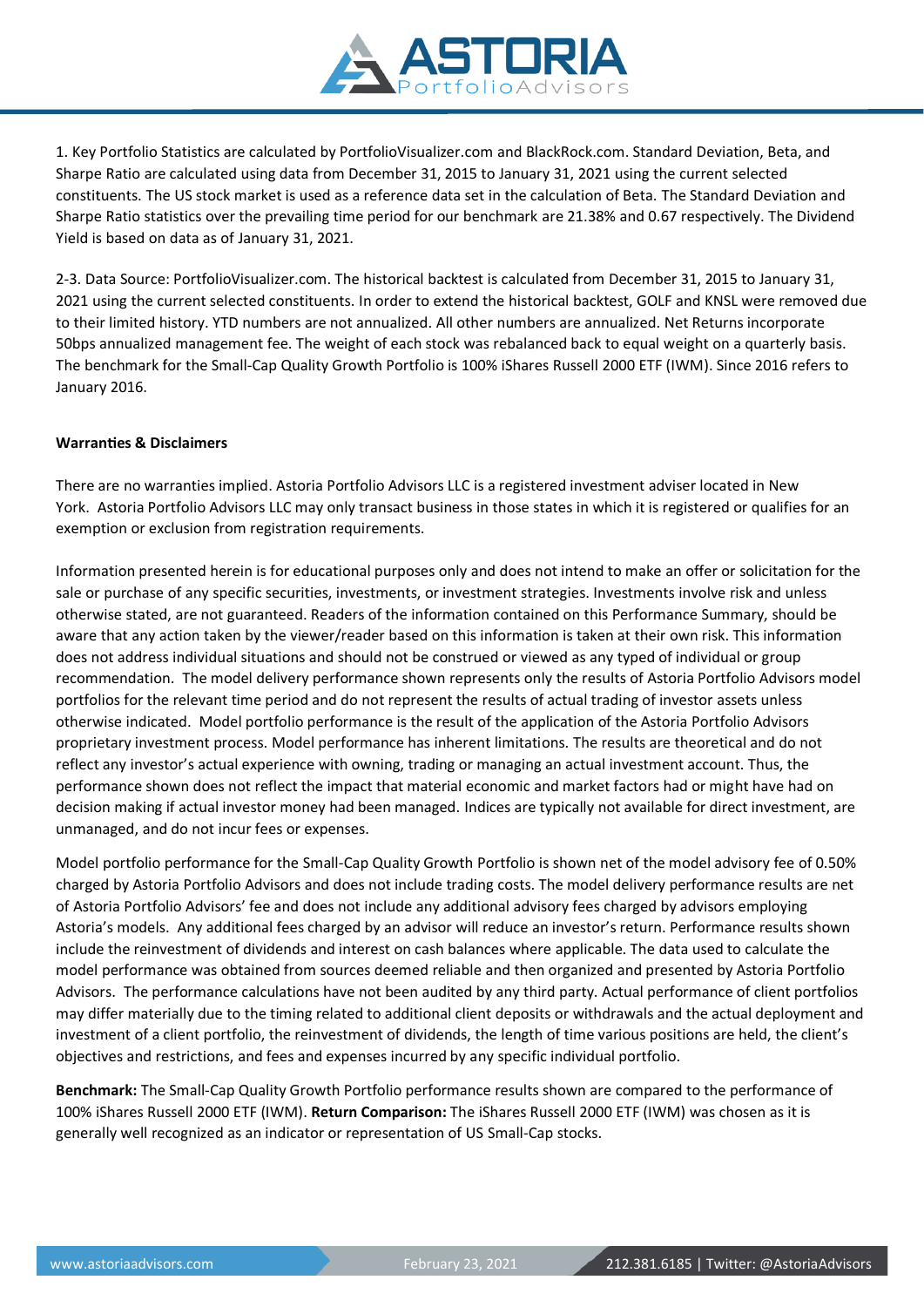1. Key Portfolio Statistics are calculated by PortfolioVisualizer.com and BlackRock.com. Standard Deviation, Beta, and Sharpe Ratio are calculated using data from December 31, 2015 to January 31, 2021 using the current selected constituents. The US stock market is used as a reference data set in the calculation of Beta. The Standard Deviation and Sharpe Ratio statistics over the prevailing time period for our benchmark are 21.38% and 0.67 respectively. The Dividend Yield is based on data as of January 31, 2021.

2-3. Data Source: PortfolioVisualizer.com. The historical backtest is calculated from December 31, 2015 to January 31, 2021 using the current selected constituents. In order to extend the historical backtest, GOLF and KNSL were removed due to their limited history. YTD numbers are not annualized. All other numbers are annualized. Net Returns incorporate 50bps annualized management fee. The weight of each stock was rebalanced back to equal weight on a quarterly basis. The benchmark for the Small-Cap Quality Growth Portfolio is 100% iShares Russell 2000 ETF (IWM). Since 2016 refers to January 2016.

**Warranties & Disclaimers**

There are no warranties implied. Astoria Portfolio Advisors LLC is a registered investment adviser located in New York. Astoria Portfolio Advisors LLC may only transact business in those states in which it is registered or qualifies for an exemption or exclusion from registration requirements.

Information presented herein is for educational purposes only and does not intend to make an offer or solicitation for the sale or purchase of any specific securities, investments, or investment strategies. Investments involve risk and unless otherwise stated, are not guaranteed. Readers of the information contained on this Performance Summary, should be aware that any action taken by the viewer/reader based on this information is taken at their own risk. This information does not address individual situations and should not be construed or viewed as any typed of individual or group recommendation. The model delivery performance shown represents only the results of Astoria Portfolio Advisors model portfolios for the relevant time period and do not represent the results of actual trading of investor assets unless otherwise indicated. Model portfolio performance is the result of the application of the Astoria Portfolio Advisors proprietary investment process. Model performance has inherent limitations. The results are theoretical and do not reflect any investor's actual experience with owning, trading or managing an actual investment account. Thus, the performance shown does not reflect the impact that material economic and market factors had or might have had on decision making if actual investor money had been managed. Indices are typically not available for direct investment, are unmanaged, and do not incur fees or expenses.

Model portfolio performance for the Small-Cap Quality Growth Portfolio is shown net of the model advisory fee of 0.50% charged by Astoria Portfolio Advisors and does not include trading costs. The model delivery performance results are net of Astoria Portfolio Advisors' fee and does not include any additional advisory fees charged by advisors employing Astoria's models. Any additional fees charged by an advisor will reduce an investor's return. Performance results shown include the reinvestment of dividends and interest on cash balances where applicable. The data used to calculate the model performance was obtained from sources deemed reliable and then organized and presented by Astoria Portfolio Advisors. The performance calculations have not been audited by any third party. Actual performance of client portfolios may differ materially due to the timing related to additional client deposits or withdrawals and the actual deployment and investment of a client portfolio, the reinvestment of dividends, the length of time various positions are held, the client's objectives and restrictions, and fees and expenses incurred by any specific individual portfolio.

**Benchmark:** The Small-Cap Quality Growth Portfolio performance results shown are compared to the performance of 100% iShares Russell 2000 ETF (IWM). **Return Comparison:** The iShares Russell 2000 ETF (IWM) was chosen as it is generally well recognized as an indicator or representation of US Small-Cap stocks.